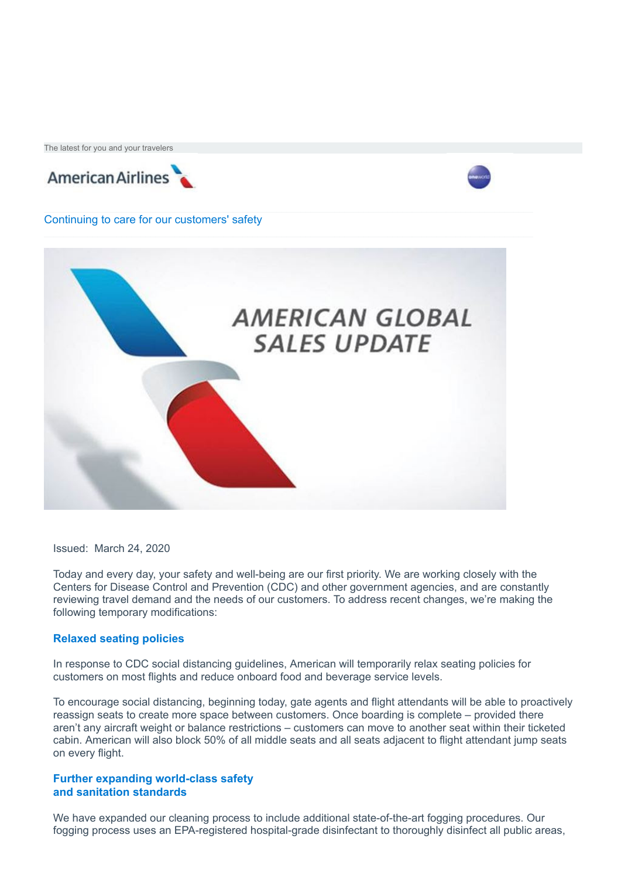The latest for you and your travelers

American Airlines

Continuing to care for our customers' safety

AMERICAN GLOBAL SALES UPDATE

Issued: March 24, 2020

Today and every day, your safety and well-being are our first priority. We are working closely with the Centers for Disease Control and Prevention (CDC) and other government agencies, and are constantly reviewing travel demand and the needs of our customers. To address recent changes, we're making the following temporary modifications:

## Relaxed seating policies

In response to CDC social distancing guidelines, American will temporarily relax seating policies for customers on most flights and reduce onboard food and beverage service levels.

To encourage social distancing, beginning today, gate agents and flight attendants will be able to proactively reassign seats to create more space between customers. Once boarding is complete – provided there aren't any aircraft weight or balance restrictions – customers can move to another seat within their ticketed cabin. American will also block 50% of all middle seats and all seats adjacent to flight attendant jump seats on every flight.

## Further expanding world-class safety and sanitation standards

We have expanded our cleaning process to include additional state-of-the-art fogging procedures. Our fogging process uses an EPA-registered hospital-grade disinfectant to thoroughly disinfect all public areas,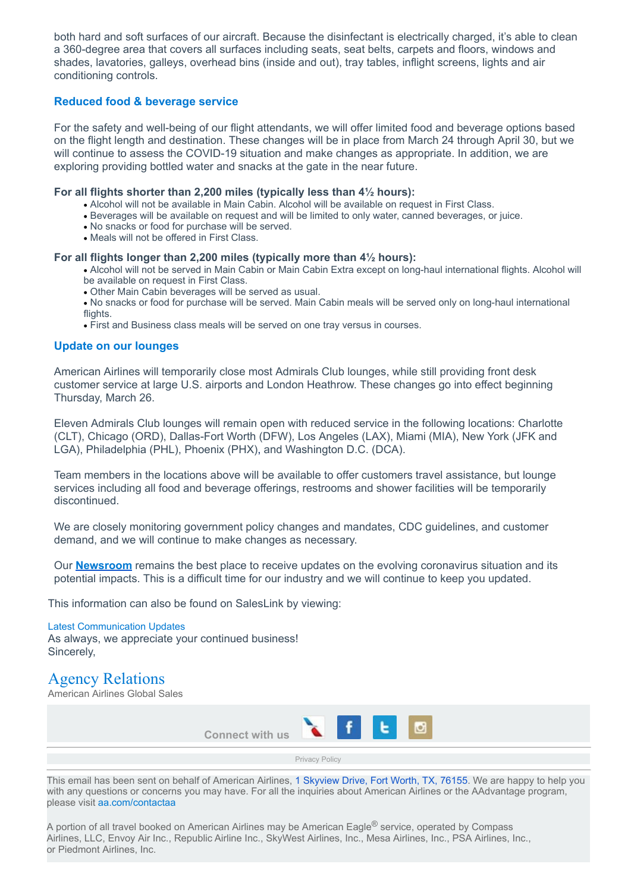both hard and soft surfaces of our aircraft. Because the disinfectant is electrically charged, it's able to clean a 360-degree area that covers all surfaces including seats, seat belts, carpets and floors, windows and shades, lavatories, galleys, overhead bins (inside and out), tray tables, inflight screens, lights and air conditioning controls.

### Reduced food & beverage service

For the safety and well-being of our flight attendants, we will offer limited food and beverage options based on the flight length and destination. These changes will be in place from March 24 through April 30, but we will continue to assess the COVID-19 situation and make changes as appropriate. In addition, we are exploring providing bottled water and snacks at the gate in the near future.

**For all flights shorter than 2,200 miles (typically less than 4½ hours):**

- Alcohol will not be available in Main Cabin. Alcohol will be available on request in First Class.
- Beverages will be available on request and will be limited to only water, canned beverages, or juice.
- No snacks or food for purchase will be served.
- Meals will not be offered in First Class.

**For all flights longer than 2,200 miles (typically more than 4½ hours):**

- Alcohol will not be served in Main Cabin or Main Cabin Extra except on long-haul international flights. Alcohol will be available on request in First Class.
- Other Main Cabin beverages will be served as usual.
- No snacks or food for purchase will be served. Main Cabin meals will be served only on long-haul international flights.
- First and Business class meals will be served on one tray versus in courses.

### Update on our lounges

American Airlines will temporarily close most Admirals Club lounges, while still providing front desk customer service at large U.S. airports and London Heathrow. These changes go into effect beginning Thursday, March 26.

Eleven Admirals Club lounges will remain open with reduced service in the following locations: Charlotte (CLT), Chicago (ORD), Dallas-Fort Worth (DFW), Los Angeles (LAX), Miami (MIA), New York (JFK and LGA), Philadelphia (PHL), Phoenix (PHX), and Washington D.C. (DCA).

Team members in the locations above will be available to offer customers travel assistance, but lounge services including all food and beverage offerings, restrooms and shower facilities will be temporarily discontinued.

We are closely monitoring government policy changes and mandates, CDC guidelines, and customer demand, and we will continue to make changes as necessary.

Our **Newsroom** remains the best place to receive updates on the evolving coronavirus situation and its potential impacts. This is a difficult time for our industry and we will continue to keep you updated.

This information can also be found on SalesLink by viewing:

Latest Communication Updates

As always, we appreciate your continued business!

Sincerely,

Agency Relations

American Airlines Global Sales

Connect with us

Privacy Policy

This email has been sent on behalf of American Airlines, 1 Skyview Drive, Fort Worth, TX, 76155. We are happy to help you with any questions or concerns you may have. For all the inquiries about American Airlines or the AAdvantage program, please visit aa.com/contactaa

A portion of all travel booked on American Airlines may be American Eagle® service, operated by Compass Airlines, LLC, Envoy Air Inc., Republic Airline Inc., SkyWest Airlines, Inc., Mesa Airlines, Inc., PSA Airlines, Inc., or Piedmont Airlines, Inc.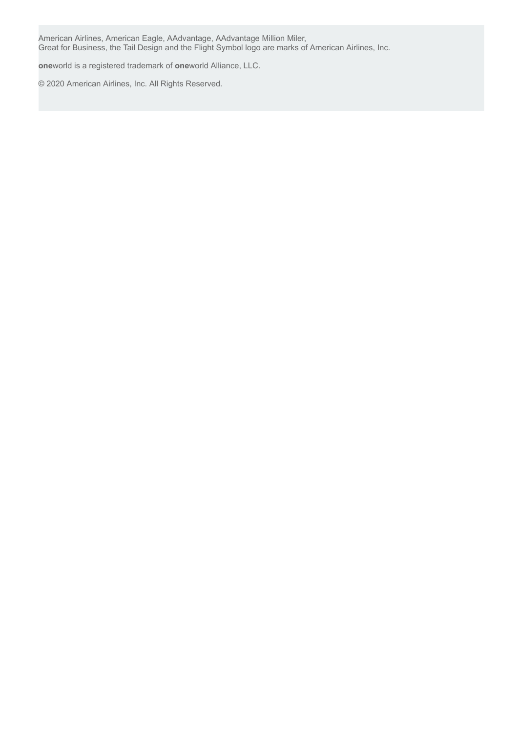American Airlines, American Eagle, AAdvantage, AAdvantage Million Miler,
Great for Business, the Tail Design and the Flight Symbol logo are marks of American Airlines, Inc.

**one**world is a registered trademark of **one**world Alliance, LLC.

© 2020 American Airlines, Inc. All Rights Reserved.